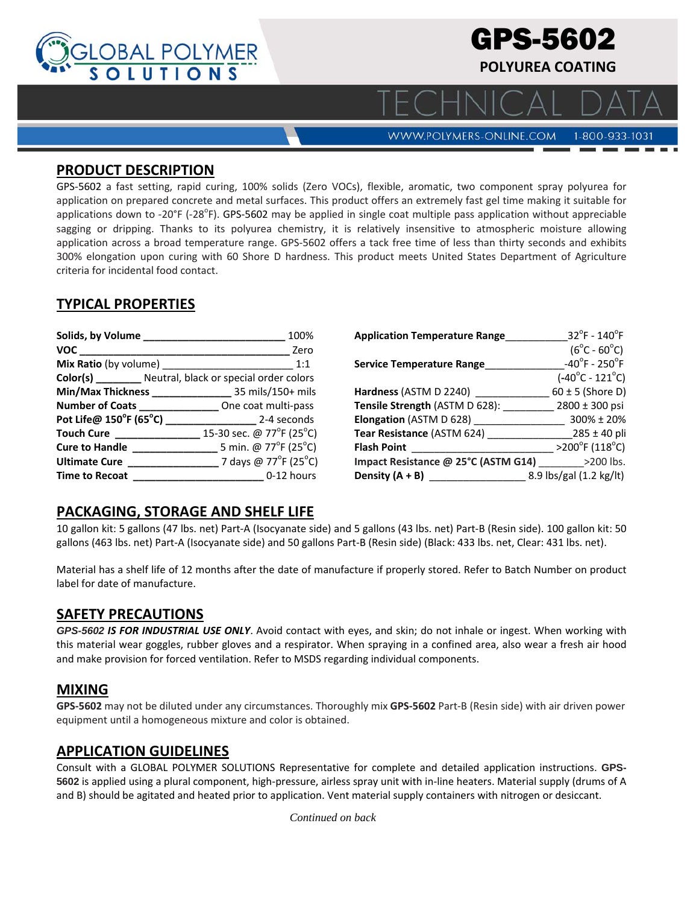# GPS-5602

## POLYUREA COATING

# TECHNICAL DATA

WWW.POLYMERS-ONLINE.COM 1-800-933-1031

## PRODUCT DESCRIPTION

GPS-5602 a fast setting, rapid curing, 100% solids (Zero VOCs), flexible, aromatic, two component spray polyurea for application on prepared concrete and metal surfaces. This product offers an extremely fast gel time making it suitable for applications down to -20°F (-28°F). GPS-5602 may be applied in single coat multiple pass application without appreciable sagging or dripping. Thanks to its polyurea chemistry, it is relatively insensitive to atmospheric moisture allowing application across a broad temperature range. GPS-5602 offers a tack free time of less than thirty seconds and exhibits 300% elongation upon curing with 60 Shore D hardness. This product meets United States Department of Agriculture criteria for incidental food contact.

## TYPICAL PROPERTIES

| Property | Value |
|---|---|
| **Solids, by Volume** | 100% |
| **VOC** | Zero |
| **Mix Ratio** (by volume) | 1:1 |
| **Color(s)** | Neutral, black or special order colors |
| **Min/Max Thickness** | 35 mils/150+ mils |
| **Number of Coats** | One coat multi-pass |
| **Pot Life@ 150°F (65°C)** | 2-4 seconds |
| **Touch Cure** | 15-30 sec. @ 77°F (25°C) |
| **Cure to Handle** | 5 min. @ 77°F (25°C) |
| **Ultimate Cure** | 7 days @ 77°F (25°C) |
| **Time to Recoat** | 0-12 hours |

| Property | Value |
|---|---|
| **Application Temperature Range** | 32°F - 140°F (6°C - 60°C) |
| **Service Temperature Range** | -40°F - 250°F (-40°C - 121°C) |
| **Hardness** (ASTM D 2240) | 60 ± 5 (Shore D) |
| **Tensile Strength** (ASTM D 628): | 2800 ± 300 psi |
| **Elongation** (ASTM D 628) | 300% ± 20% |
| **Tear Resistance** (ASTM 624) | 285 ± 40 pli |
| **Flash Point** | >200°F (118°C) |
| **Impact Resistance @ 25°C (ASTM G14)** | >200 lbs. |
| **Density (A + B)** | 8.9 lbs/gal (1.2 kg/lt) |

## PACKAGING, STORAGE AND SHELF LIFE

10 gallon kit: 5 gallons (47 lbs. net) Part-A (Isocyanate side) and 5 gallons (43 lbs. net) Part-B (Resin side). 100 gallon kit: 50 gallons (463 lbs. net) Part-A (Isocyanate side) and 50 gallons Part-B (Resin side) (Black: 433 lbs. net, Clear: 431 lbs. net).

Material has a shelf life of 12 months after the date of manufacture if properly stored. Refer to Batch Number on product label for date of manufacture.

## SAFETY PRECAUTIONS

***GPS-5602 IS FOR INDUSTRIAL USE ONLY***. Avoid contact with eyes, and skin; do not inhale or ingest. When working with this material wear goggles, rubber gloves and a respirator. When spraying in a confined area, also wear a fresh air hood and make provision for forced ventilation. Refer to MSDS regarding individual components.

## MIXING

**GPS-5602** may not be diluted under any circumstances. Thoroughly mix **GPS-5602** Part-B (Resin side) with air driven power equipment until a homogeneous mixture and color is obtained.

## APPLICATION GUIDELINES

Consult with a GLOBAL POLYMER SOLUTIONS Representative for complete and detailed application instructions. **GPS-5602** is applied using a plural component, high-pressure, airless spray unit with in-line heaters. Material supply (drums of A and B) should be agitated and heated prior to application. Vent material supply containers with nitrogen or desiccant.

*Continued on back*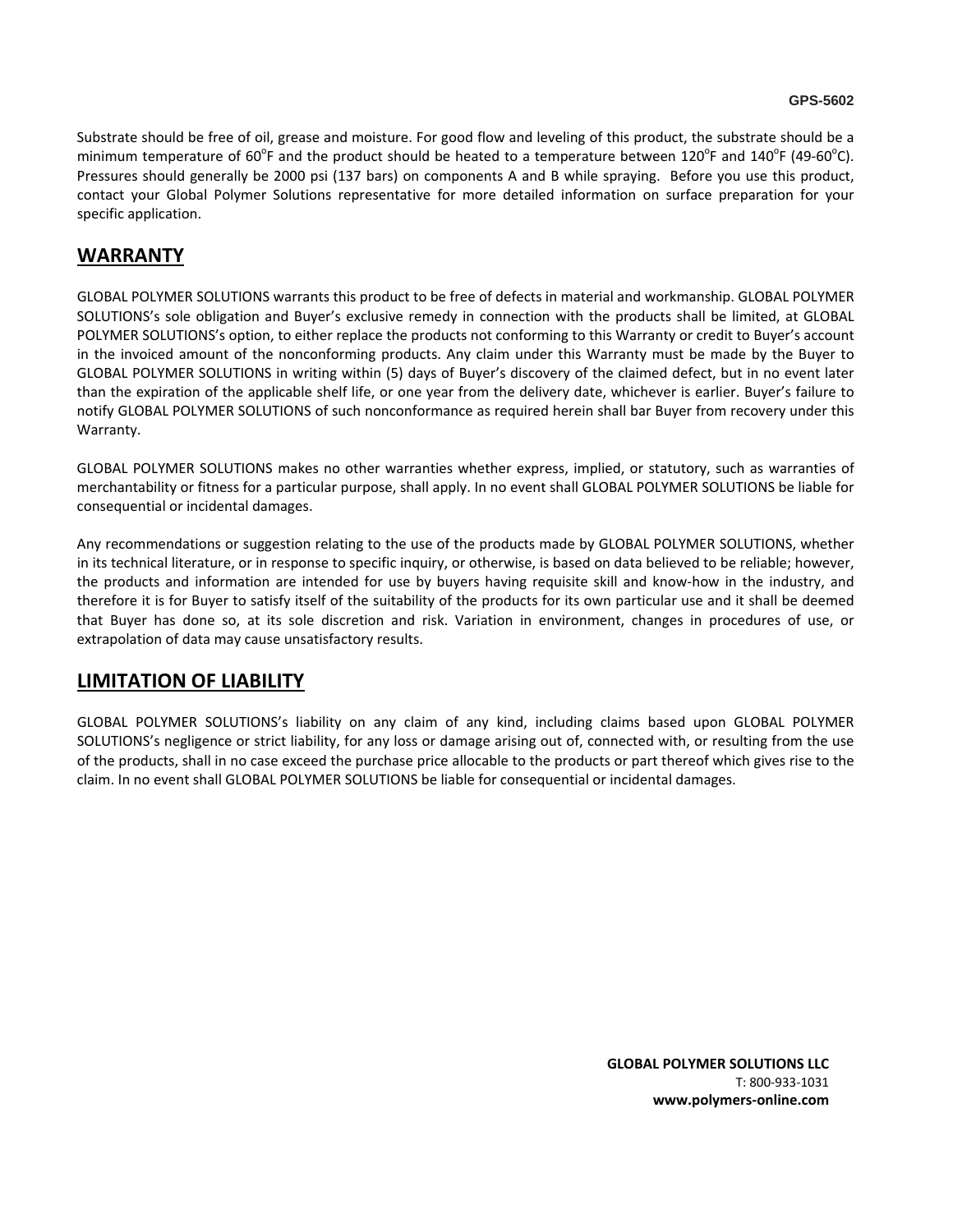Substrate should be free of oil, grease and moisture. For good flow and leveling of this product, the substrate should be a minimum temperature of 60°F and the product should be heated to a temperature between 120°F and 140°F (49-60°C). Pressures should generally be 2000 psi (137 bars) on components A and B while spraying. Before you use this product, contact your Global Polymer Solutions representative for more detailed information on surface preparation for your specific application.

## WARRANTY

GLOBAL POLYMER SOLUTIONS warrants this product to be free of defects in material and workmanship. GLOBAL POLYMER SOLUTIONS's sole obligation and Buyer's exclusive remedy in connection with the products shall be limited, at GLOBAL POLYMER SOLUTIONS's option, to either replace the products not conforming to this Warranty or credit to Buyer's account in the invoiced amount of the nonconforming products. Any claim under this Warranty must be made by the Buyer to GLOBAL POLYMER SOLUTIONS in writing within (5) days of Buyer's discovery of the claimed defect, but in no event later than the expiration of the applicable shelf life, or one year from the delivery date, whichever is earlier. Buyer's failure to notify GLOBAL POLYMER SOLUTIONS of such nonconformance as required herein shall bar Buyer from recovery under this Warranty.

GLOBAL POLYMER SOLUTIONS makes no other warranties whether express, implied, or statutory, such as warranties of merchantability or fitness for a particular purpose, shall apply. In no event shall GLOBAL POLYMER SOLUTIONS be liable for consequential or incidental damages.

Any recommendations or suggestion relating to the use of the products made by GLOBAL POLYMER SOLUTIONS, whether in its technical literature, or in response to specific inquiry, or otherwise, is based on data believed to be reliable; however, the products and information are intended for use by buyers having requisite skill and know-how in the industry, and therefore it is for Buyer to satisfy itself of the suitability of the products for its own particular use and it shall be deemed that Buyer has done so, at its sole discretion and risk. Variation in environment, changes in procedures of use, or extrapolation of data may cause unsatisfactory results.

## LIMITATION OF LIABILITY

GLOBAL POLYMER SOLUTIONS's liability on any claim of any kind, including claims based upon GLOBAL POLYMER SOLUTIONS's negligence or strict liability, for any loss or damage arising out of, connected with, or resulting from the use of the products, shall in no case exceed the purchase price allocable to the products or part thereof which gives rise to the claim. In no event shall GLOBAL POLYMER SOLUTIONS be liable for consequential or incidental damages.

**GLOBAL POLYMER SOLUTIONS LLC**
T: 800-933-1031
**www.polymers-online.com**